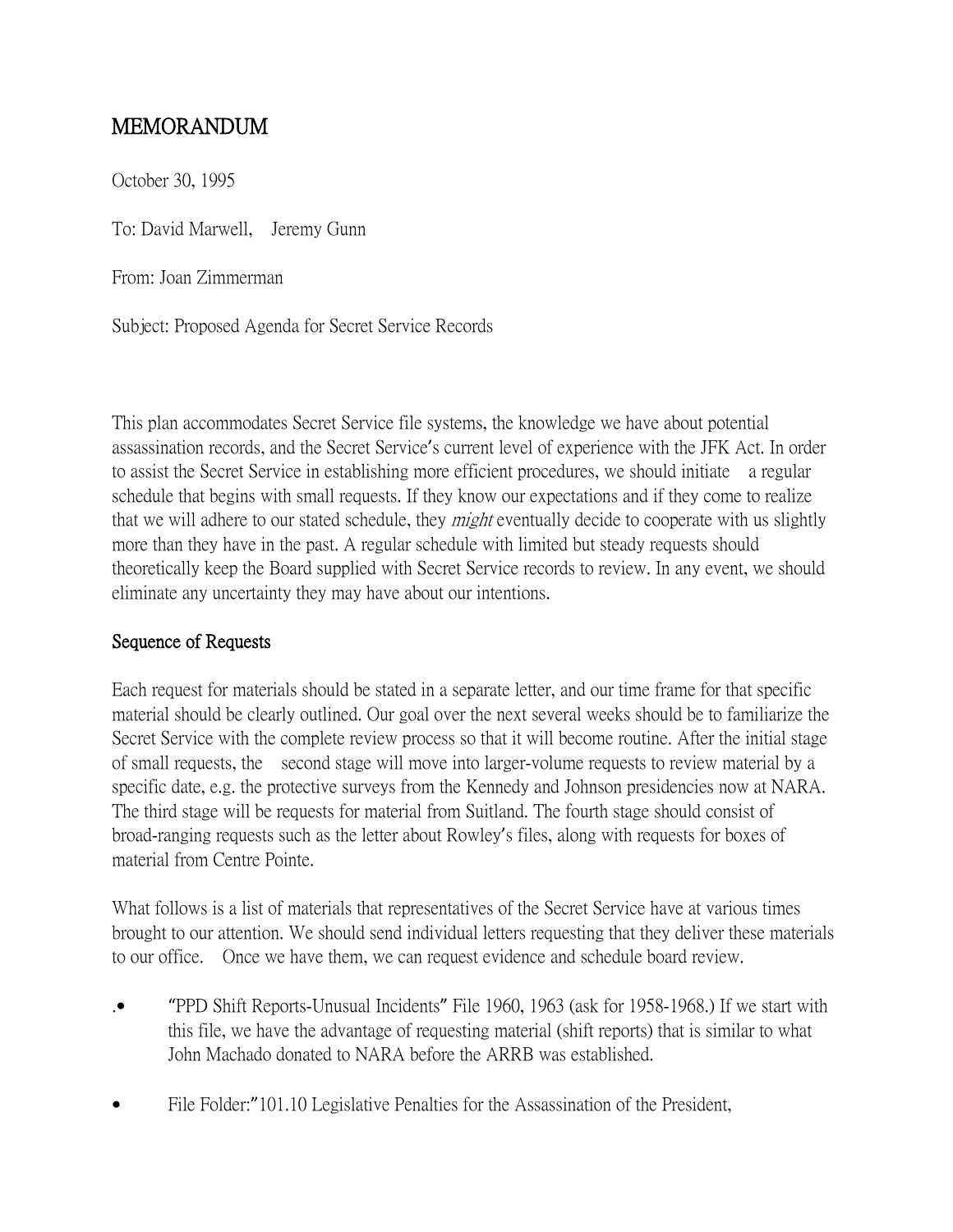# MEMORANDUM

October 30, 1995

To: David Marwell, Jeremy Gunn

From: Joan Zimmerman

Subject: Proposed Agenda for Secret Service Records

This plan accommodates Secret Service file systems, the knowledge we have about potential assassination records, and the Secret Service's current level of experience with the JFK Act. In order to assist the Secret Service in establishing more efficient procedures, we should initiate a regular schedule that begins with small requests. If they know our expectations and if they come to realize that we will adhere to our stated schedule, they *might* eventually decide to cooperate with us slightly more than they have in the past. A regular schedule with limited but steady requests should theoretically keep the Board supplied with Secret Service records to review. In any event, we should eliminate any uncertainty they may have about our intentions.

## Sequence of Requests

Each request for materials should be stated in a separate letter, and our time frame for that specific material should be clearly outlined. Our goal over the next several weeks should be to familiarize the Secret Service with the complete review process so that it will become routine. After the initial stage of small requests, the second stage will move into larger-volume requests to review material by a specific date, e.g. the protective surveys from the Kennedy and Johnson presidencies now at NARA. The third stage will be requests for material from Suitland. The fourth stage should consist of broad-ranging requests such as the letter about Rowley's files, along with requests for boxes of material from Centre Pointe.

What follows is a list of materials that representatives of the Secret Service have at various times brought to our attention. We should send individual letters requesting that they deliver these materials to our office. Once we have them, we can request evidence and schedule board review.

- "PPD Shift Reports-Unusual Incidents" File 1960, 1963 (ask for 1958-1968.) If we start with this file, we have the advantage of requesting material (shift reports) that is similar to what John Machado donated to NARA before the ARRB was established.
- File Folder:"101.10 Legislative Penalties for the Assassination of the President,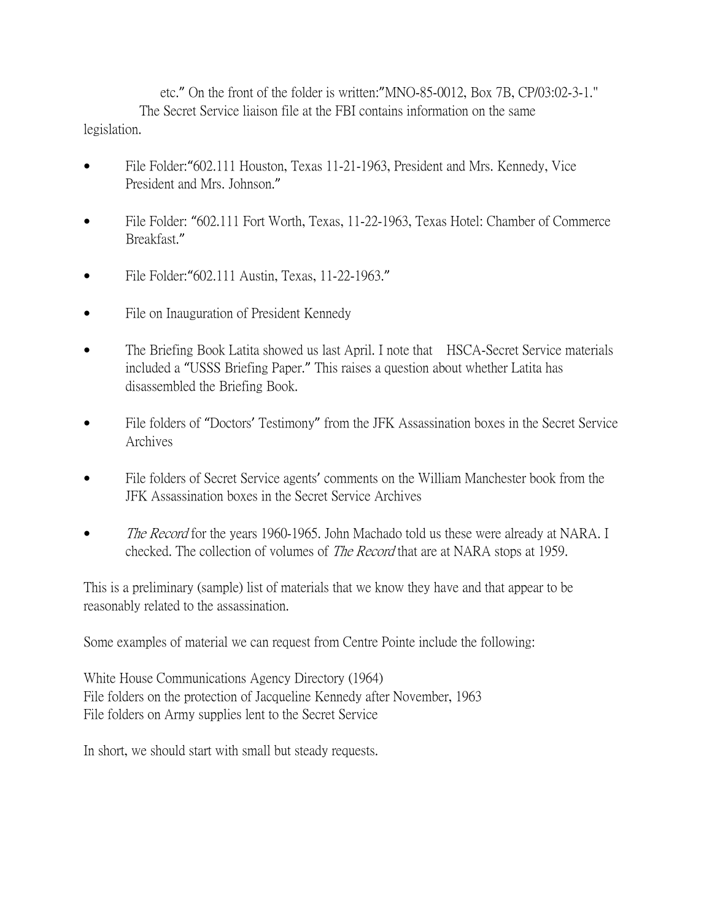etc." On the front of the folder is written:"MNO-85-0012, Box 7B, CP/03:02-3-1."

The Secret Service liaison file at the FBI contains information on the same legislation.

- File Folder:"602.111 Houston, Texas 11-21-1963, President and Mrs. Kennedy, Vice President and Mrs. Johnson."
- File Folder: "602.111 Fort Worth, Texas, 11-22-1963, Texas Hotel: Chamber of Commerce Breakfast."
- File Folder:"602.111 Austin, Texas, 11-22-1963."
- File on Inauguration of President Kennedy
- The Briefing Book Latita showed us last April. I note that HSCA-Secret Service materials included a "USSS Briefing Paper." This raises a question about whether Latita has disassembled the Briefing Book.
- File folders of "Doctors' Testimony" from the JFK Assassination boxes in the Secret Service Archives
- File folders of Secret Service agents' comments on the William Manchester book from the JFK Assassination boxes in the Secret Service Archives
- *The Record* for the years 1960-1965. John Machado told us these were already at NARA. I checked. The collection of volumes of *The Record* that are at NARA stops at 1959.

This is a preliminary (sample) list of materials that we know they have and that appear to be reasonably related to the assassination.

Some examples of material we can request from Centre Pointe include the following:

White House Communications Agency Directory (1964)
File folders on the protection of Jacqueline Kennedy after November, 1963
File folders on Army supplies lent to the Secret Service

In short, we should start with small but steady requests.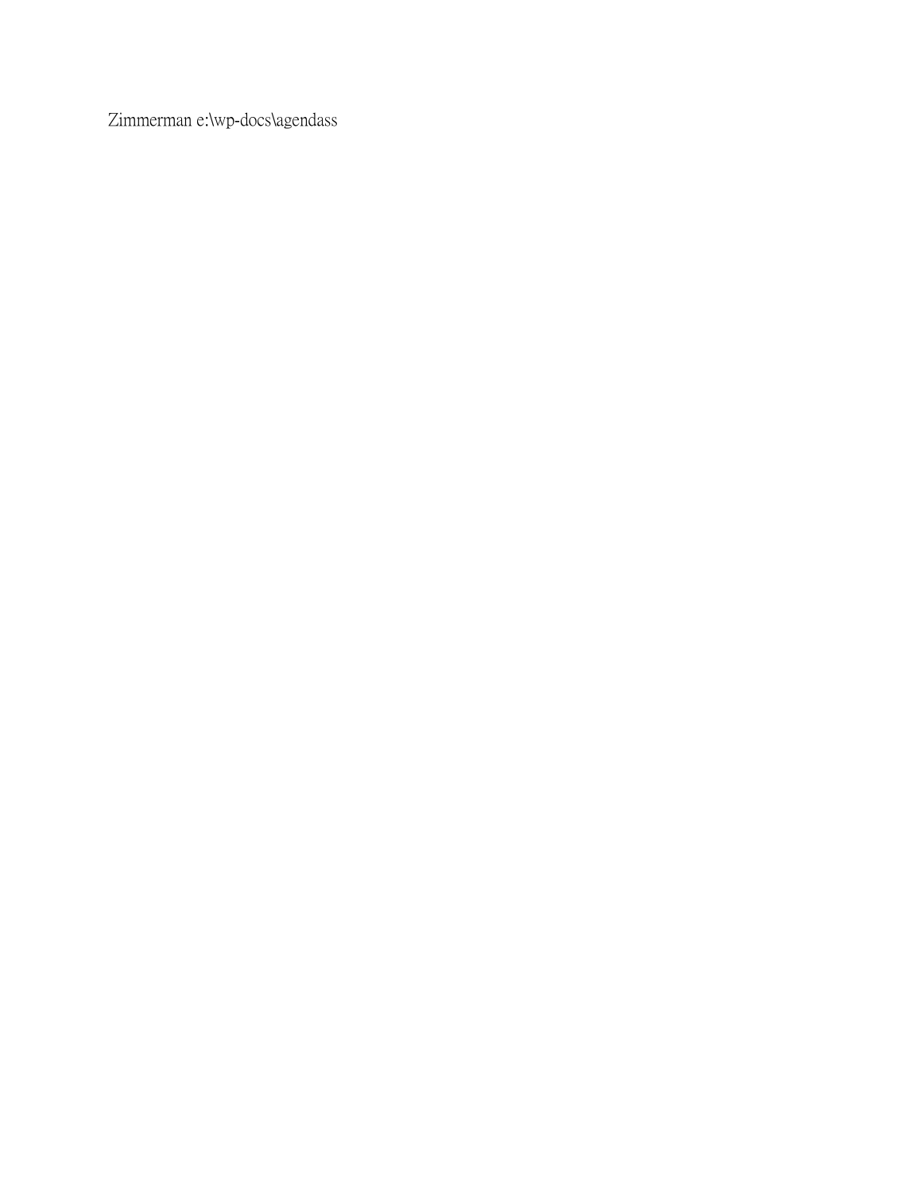Zimmerman e:\wp-docs\agendass